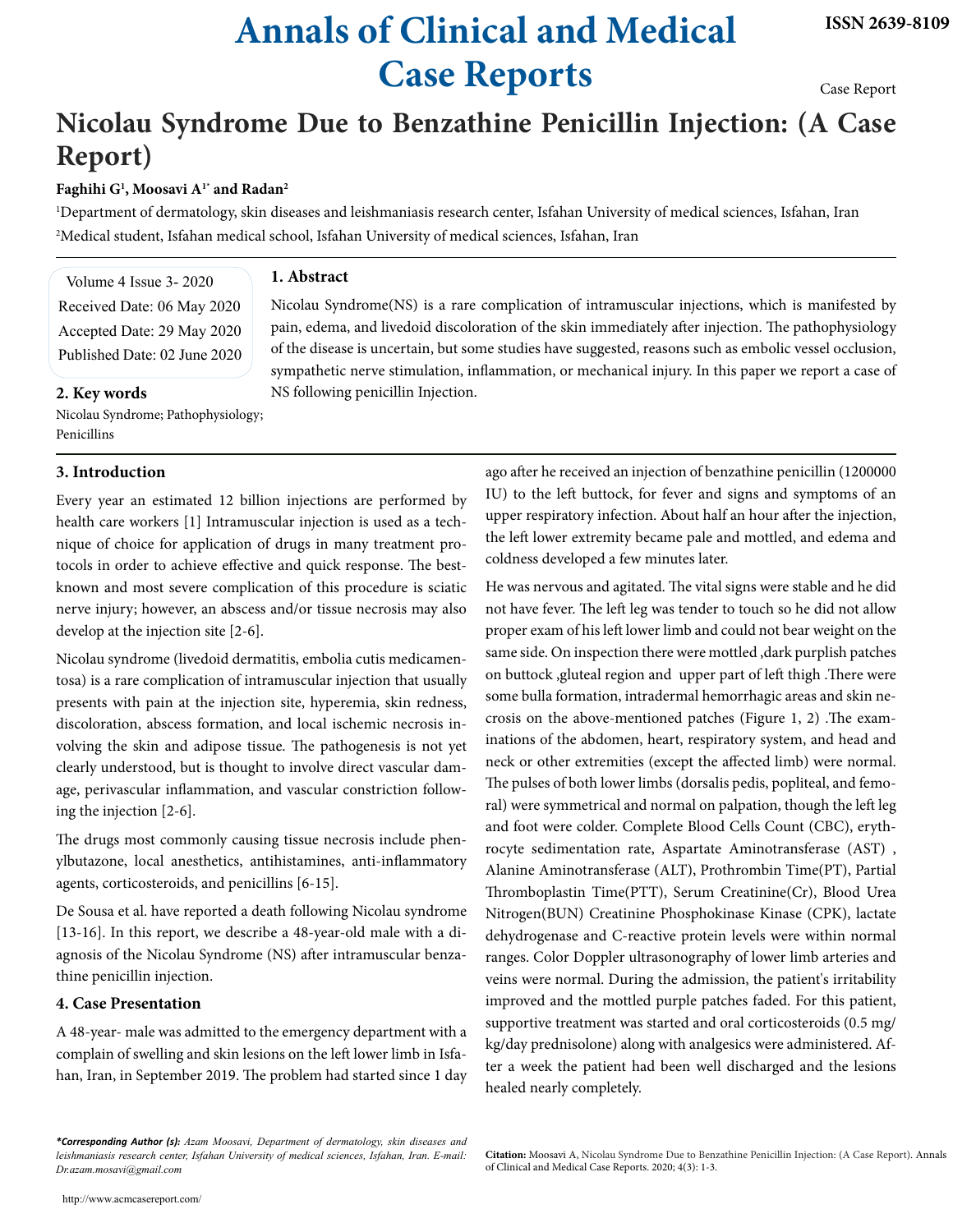# Annals of Clinical and Medical Case Reports

ISSN 2639-8109

Case Report

# Nicolau Syndrome Due to Benzathine Penicillin Injection: (A Case Report)

**Faghihi G[1], Moosavi A[1*] and Radan[2]**

[1]Department of dermatology, skin diseases and leishmaniasis research center, Isfahan University of medical sciences, Isfahan, Iran

[2]Medical student, Isfahan medical school, Isfahan University of medical sciences, Isfahan, Iran

Volume 4 Issue 3- 2020
Received Date: 06 May 2020
Accepted Date: 29 May 2020
Published Date: 02 June 2020

## 1. Abstract

Nicolau Syndrome(NS) is a rare complication of intramuscular injections, which is manifested by pain, edema, and livedoid discoloration of the skin immediately after injection. The pathophysiology of the disease is uncertain, but some studies have suggested, reasons such as embolic vessel occlusion, sympathetic nerve stimulation, inflammation, or mechanical injury. In this paper we report a case of NS following penicillin Injection.

## 2. Key words

Nicolau Syndrome; Pathophysiology; Penicillins

## 3. Introduction

Every year an estimated 12 billion injections are performed by health care workers [1] Intramuscular injection is used as a technique of choice for application of drugs in many treatment protocols in order to achieve effective and quick response. The best-known and most severe complication of this procedure is sciatic nerve injury; however, an abscess and/or tissue necrosis may also develop at the injection site [2-6].

Nicolau syndrome (livedoid dermatitis, embolia cutis medicamentosa) is a rare complication of intramuscular injection that usually presents with pain at the injection site, hyperemia, skin redness, discoloration, abscess formation, and local ischemic necrosis involving the skin and adipose tissue. The pathogenesis is not yet clearly understood, but is thought to involve direct vascular damage, perivascular inflammation, and vascular constriction following the injection [2-6].

The drugs most commonly causing tissue necrosis include phenylbutazone, local anesthetics, antihistamines, anti-inflammatory agents, corticosteroids, and penicillins [6-15].

De Sousa et al. have reported a death following Nicolau syndrome [13-16]. In this report, we describe a 48-year-old male with a diagnosis of the Nicolau Syndrome (NS) after intramuscular benzathine penicillin injection.

## 4. Case Presentation

A 48-year- male was admitted to the emergency department with a complain of swelling and skin lesions on the left lower limb in Isfahan, Iran, in September 2019. The problem had started since 1 day ago after he received an injection of benzathine penicillin (1200000 IU) to the left buttock, for fever and signs and symptoms of an upper respiratory infection. About half an hour after the injection, the left lower extremity became pale and mottled, and edema and coldness developed a few minutes later.

He was nervous and agitated. The vital signs were stable and he did not have fever. The left leg was tender to touch so he did not allow proper exam of his left lower limb and could not bear weight on the same side. On inspection there were mottled ,dark purplish patches on buttock ,gluteal region and upper part of left thigh .There were some bulla formation, intradermal hemorrhagic areas and skin necrosis on the above-mentioned patches (Figure 1, 2) .The examinations of the abdomen, heart, respiratory system, and head and neck or other extremities (except the affected limb) were normal. The pulses of both lower limbs (dorsalis pedis, popliteal, and femoral) were symmetrical and normal on palpation, though the left leg and foot were colder. Complete Blood Cells Count (CBC), erythrocyte sedimentation rate, Aspartate Aminotransferase (AST) , Alanine Aminotransferase (ALT), Prothrombin Time(PT), Partial Thromboplastin Time(PTT), Serum Creatinine(Cr), Blood Urea Nitrogen(BUN) Creatinine Phosphokinase Kinase (CPK), lactate dehydrogenase and C-reactive protein levels were within normal ranges. Color Doppler ultrasonography of lower limb arteries and veins were normal. During the admission, the patient's irritability improved and the mottled purple patches faded. For this patient, supportive treatment was started and oral corticosteroids (0.5 mg/kg/day prednisolone) along with analgesics were administered. After a week the patient had been well discharged and the lesions healed nearly completely.

***Corresponding Author (s):** *Azam Moosavi, Department of dermatology, skin diseases and leishmaniasis research center, Isfahan University of medical sciences, Isfahan, Iran. E-mail: Dr.azam.mosavi@gmail.com*

**Citation:** Moosavi A, Nicolau Syndrome Due to Benzathine Penicillin Injection: (A Case Report). Annals of Clinical and Medical Case Reports. 2020; 4(3): 1-3.

http://www.acmcasereport.com/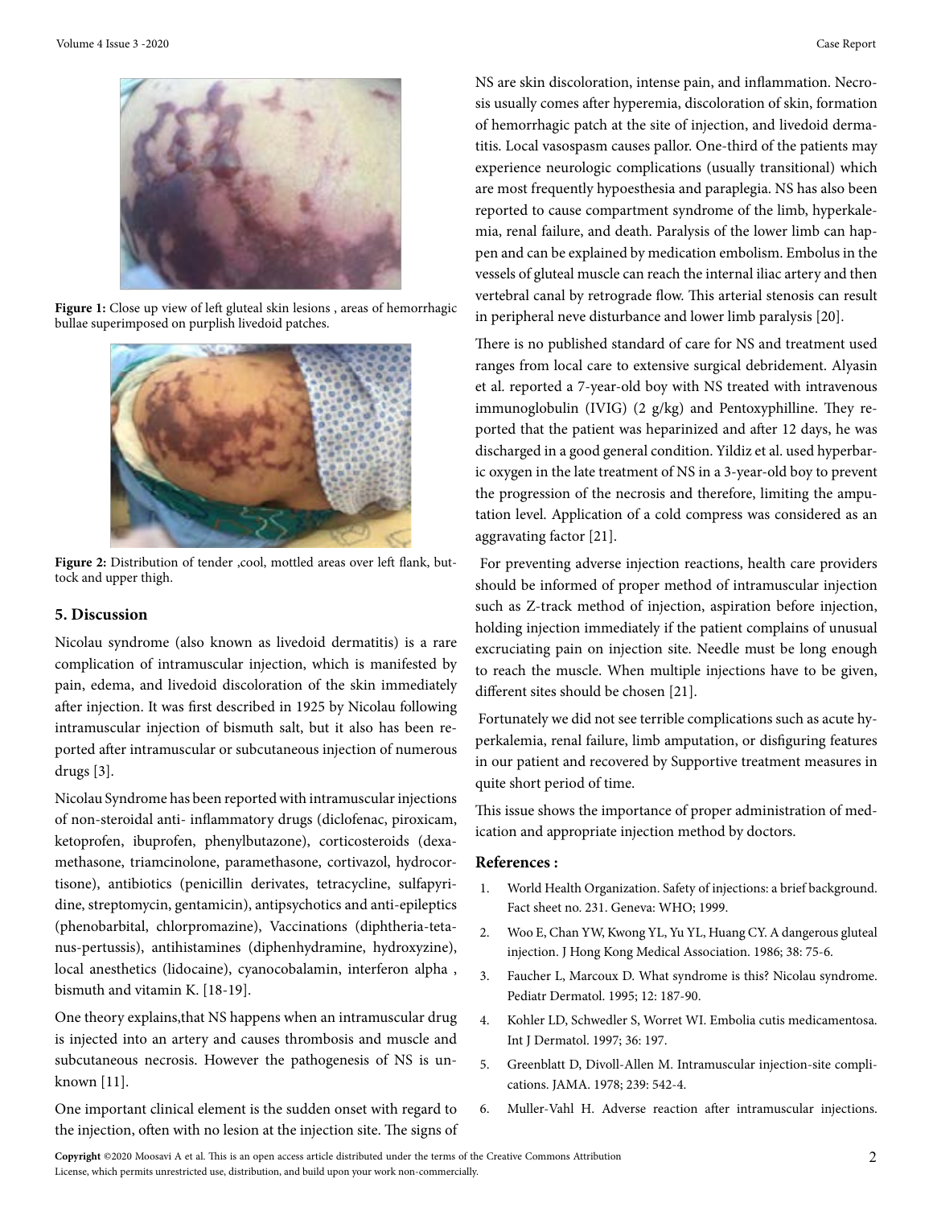Figure 1: Close up view of left gluteal skin lesions , areas of hemorrhagic bullae superimposed on purplish livedoid patches.

Figure 2: Distribution of tender ,cool, mottled areas over left flank, buttock and upper thigh.

## 5. Discussion

Nicolau syndrome (also known as livedoid dermatitis) is a rare complication of intramuscular injection, which is manifested by pain, edema, and livedoid discoloration of the skin immediately after injection. It was first described in 1925 by Nicolau following intramuscular injection of bismuth salt, but it also has been reported after intramuscular or subcutaneous injection of numerous drugs [3].

Nicolau Syndrome has been reported with intramuscular injections of non-steroidal anti- inflammatory drugs (diclofenac, piroxicam, ketoprofen, ibuprofen, phenylbutazone), corticosteroids (dexamethasone, triamcinolone, paramethasone, cortivazol, hydrocortisone), antibiotics (penicillin derivates, tetracycline, sulfapyridine, streptomycin, gentamicin), antipsychotics and anti-epileptics (phenobarbital, chlorpromazine), Vaccinations (diphtheria-tetanus-pertussis), antihistamines (diphenhydramine, hydroxyzine), local anesthetics (lidocaine), cyanocobalamin, interferon alpha , bismuth and vitamin K. [18-19].

One theory explains,that NS happens when an intramuscular drug is injected into an artery and causes thrombosis and muscle and subcutaneous necrosis. However the pathogenesis of NS is unknown [11].

One important clinical element is the sudden onset with regard to the injection, often with no lesion at the injection site. The signs of NS are skin discoloration, intense pain, and inflammation. Necrosis usually comes after hyperemia, discoloration of skin, formation of hemorrhagic patch at the site of injection, and livedoid dermatitis. Local vasospasm causes pallor. One-third of the patients may experience neurologic complications (usually transitional) which are most frequently hypoesthesia and paraplegia. NS has also been reported to cause compartment syndrome of the limb, hyperkalemia, renal failure, and death. Paralysis of the lower limb can happen and can be explained by medication embolism. Embolus in the vessels of gluteal muscle can reach the internal iliac artery and then vertebral canal by retrograde flow. This arterial stenosis can result in peripheral neve disturbance and lower limb paralysis [20].

There is no published standard of care for NS and treatment used ranges from local care to extensive surgical debridement. Alyasin et al. reported a 7-year-old boy with NS treated with intravenous immunoglobulin (IVIG) (2 g/kg) and Pentoxyphilline. They reported that the patient was heparinized and after 12 days, he was discharged in a good general condition. Yildiz et al. used hyperbaric oxygen in the late treatment of NS in a 3-year-old boy to prevent the progression of the necrosis and therefore, limiting the amputation level. Application of a cold compress was considered as an aggravating factor [21].

For preventing adverse injection reactions, health care providers should be informed of proper method of intramuscular injection such as Z-track method of injection, aspiration before injection, holding injection immediately if the patient complains of unusual excruciating pain on injection site. Needle must be long enough to reach the muscle. When multiple injections have to be given, different sites should be chosen [21].

Fortunately we did not see terrible complications such as acute hyperkalemia, renal failure, limb amputation, or disfiguring features in our patient and recovered by Supportive treatment measures in quite short period of time.

This issue shows the importance of proper administration of medication and appropriate injection method by doctors.

### References :

1. World Health Organization. Safety of injections: a brief background. Fact sheet no. 231. Geneva: WHO; 1999.
2. Woo E, Chan YW, Kwong YL, Yu YL, Huang CY. A dangerous gluteal injection. J Hong Kong Medical Association. 1986; 38: 75-6.
3. Faucher L, Marcoux D. What syndrome is this? Nicolau syndrome. Pediatr Dermatol. 1995; 12: 187-90.
4. Kohler LD, Schwedler S, Worret WI. Embolia cutis medicamentosa. Int J Dermatol. 1997; 36: 197.
5. Greenblatt D, Divoll-Allen M. Intramuscular injection-site complications. JAMA. 1978; 239: 542-4.
6. Muller-Vahl H. Adverse reaction after intramuscular injections.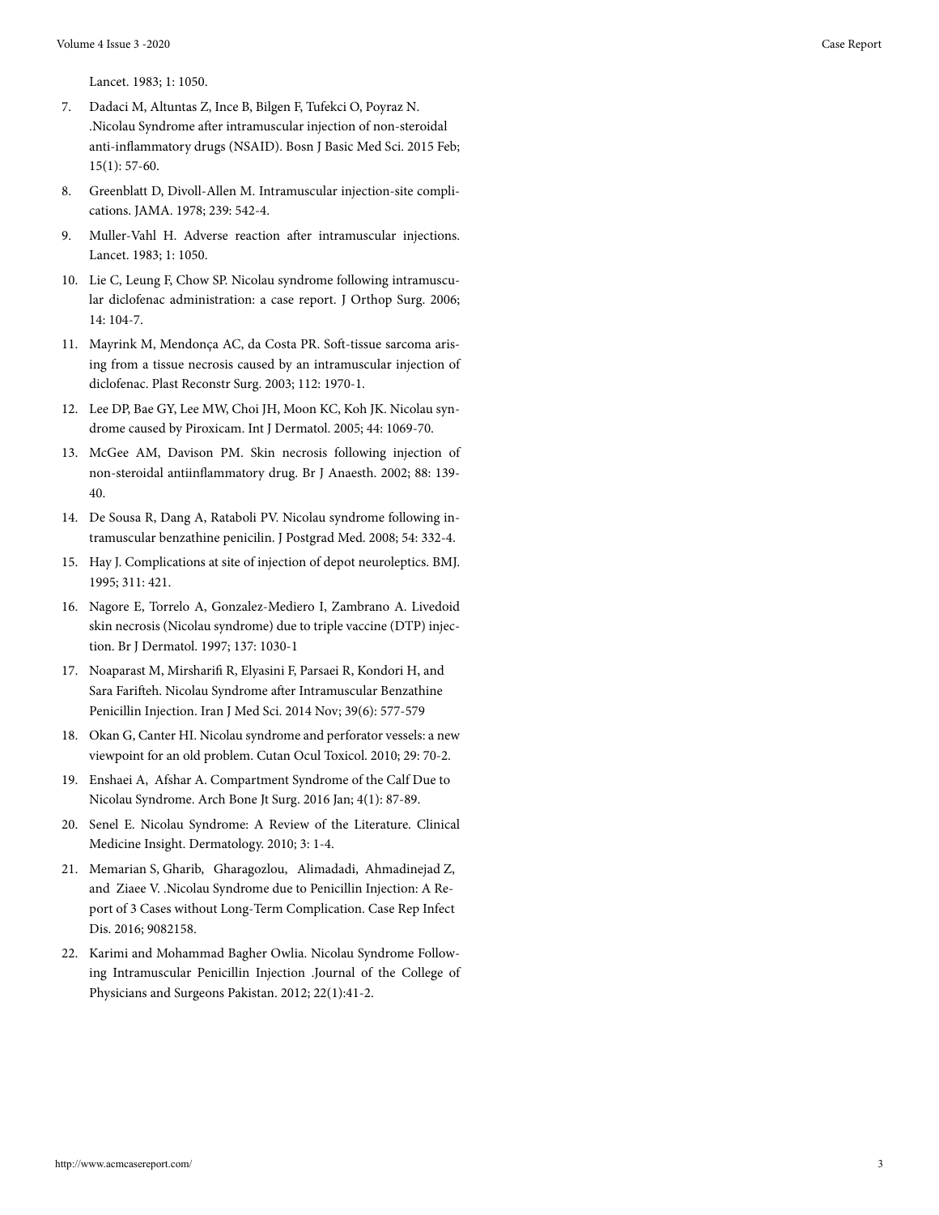Lancet. 1983; 1: 1050.

7. Dadaci M, Altuntas Z, Ince B, Bilgen F, Tufekci O, Poyraz N. .Nicolau Syndrome after intramuscular injection of non-steroidal anti-inflammatory drugs (NSAID). Bosn J Basic Med Sci. 2015 Feb; 15(1): 57-60.
8. Greenblatt D, Divoll-Allen M. Intramuscular injection-site complications. JAMA. 1978; 239: 542-4.
9. Muller-Vahl H. Adverse reaction after intramuscular injections. Lancet. 1983; 1: 1050.
10. Lie C, Leung F, Chow SP. Nicolau syndrome following intramuscular diclofenac administration: a case report. J Orthop Surg. 2006; 14: 104-7.
11. Mayrink M, Mendonça AC, da Costa PR. Soft-tissue sarcoma arising from a tissue necrosis caused by an intramuscular injection of diclofenac. Plast Reconstr Surg. 2003; 112: 1970-1.
12. Lee DP, Bae GY, Lee MW, Choi JH, Moon KC, Koh JK. Nicolau syndrome caused by Piroxicam. Int J Dermatol. 2005; 44: 1069-70.
13. McGee AM, Davison PM. Skin necrosis following injection of non-steroidal antiinflammatory drug. Br J Anaesth. 2002; 88: 139-40.
14. De Sousa R, Dang A, Rataboli PV. Nicolau syndrome following intramuscular benzathine penicilin. J Postgrad Med. 2008; 54: 332-4.
15. Hay J. Complications at site of injection of depot neuroleptics. BMJ. 1995; 311: 421.
16. Nagore E, Torrelo A, Gonzalez-Mediero I, Zambrano A. Livedoid skin necrosis (Nicolau syndrome) due to triple vaccine (DTP) injection. Br J Dermatol. 1997; 137: 1030-1
17. Noaparast M, Mirsharifi R, Elyasini F, Parsaei R, Kondori H, and Sara Farifteh. Nicolau Syndrome after Intramuscular Benzathine Penicillin Injection. Iran J Med Sci. 2014 Nov; 39(6): 577-579
18. Okan G, Canter HI. Nicolau syndrome and perforator vessels: a new viewpoint for an old problem. Cutan Ocul Toxicol. 2010; 29: 70-2.
19. Enshaei A, Afshar A. Compartment Syndrome of the Calf Due to Nicolau Syndrome. Arch Bone Jt Surg. 2016 Jan; 4(1): 87-89.
20. Senel E. Nicolau Syndrome: A Review of the Literature. Clinical Medicine Insight. Dermatology. 2010; 3: 1-4.
21. Memarian S, Gharib, Gharagozlou, Alimadadi, Ahmadinejad Z, and Ziaee V. .Nicolau Syndrome due to Penicillin Injection: A Report of 3 Cases without Long-Term Complication. Case Rep Infect Dis. 2016; 9082158.
22. Karimi and Mohammad Bagher Owlia. Nicolau Syndrome Following Intramuscular Penicillin Injection .Journal of the College of Physicians and Surgeons Pakistan. 2012; 22(1):41-2.